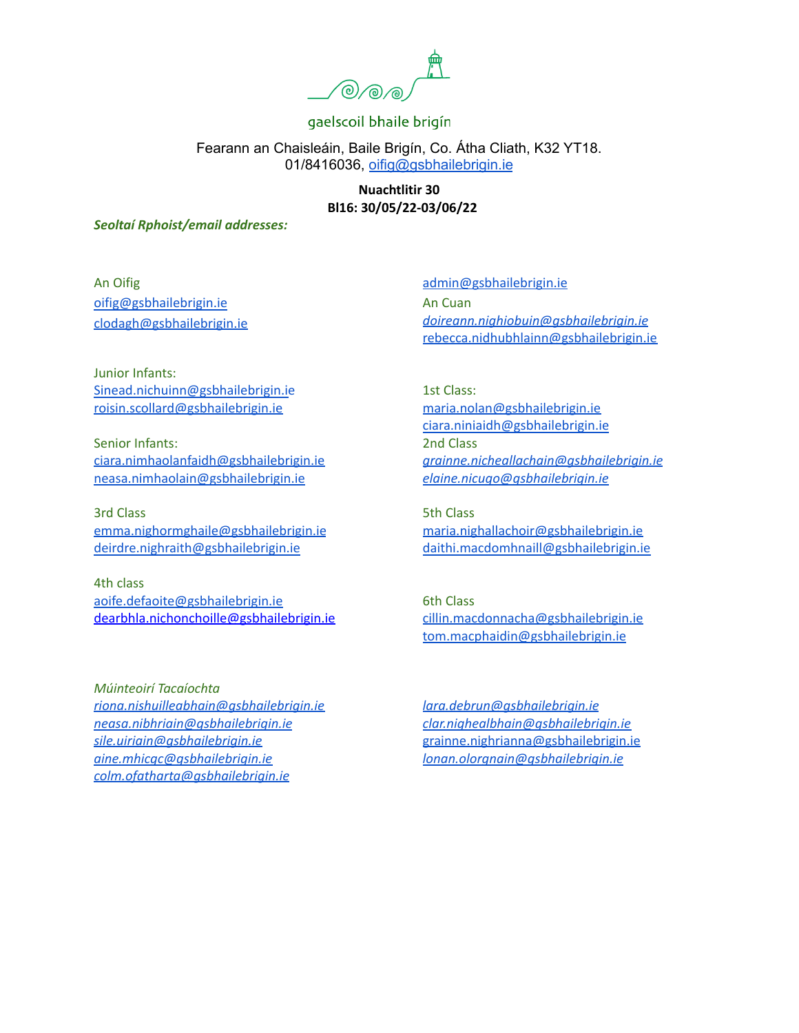gaelscoil bhaile brigín

Fearann an Chaisleáin, Baile Brigín, Co. Átha Cliath, K32 YT18.
01/8416036, oifig@gsbhailebrigin.ie

**Nuachtlitir 30**
**Bl16: 30/05/22-03/06/22**

***Seoltaí Rphoist/email addresses:***

An Oifig
oifig@gsbhailebrigin.ie
clodagh@gsbhailebrigin.ie
admin@gsbhailebrigin.ie

An Cuan
*doireann.nighiobuin@gsbhailebrigin.ie*
rebecca.nidhubhlainn@gsbhailebrigin.ie

Junior Infants:
Sinead.nichuinn@gsbhailebrigin.ie
roisin.scollard@gsbhailebrigin.ie

Senior Infants:
ciara.nimhaolanfaidh@gsbhailebrigin.ie
neasa.nimhaolain@gsbhailebrigin.ie

1st Class:
maria.nolan@gsbhailebrigin.ie
ciara.niniaidh@gsbhailebrigin.ie

2nd Class
*grainne.nicheallachain@gsbhailebrigin.ie*
*elaine.nicugo@gsbhailebrigin.ie*

3rd Class
emma.nighormghaile@gsbhailebrigin.ie
deirdre.nighraith@gsbhailebrigin.ie

4th class
aoife.defaoite@gsbhailebrigin.ie
dearbhla.nichonchoille@gsbhailebrigin.ie

5th Class
maria.nighallachoir@gsbhailebrigin.ie
daithi.macdomhnaill@gsbhailebrigin.ie

6th Class
cillin.macdonnacha@gsbhailebrigin.ie
tom.macphaidin@gsbhailebrigin.ie

*Múinteoirí Tacaíochta*
*riona.nishuilleabhain@gsbhailebrigin.ie*
*neasa.nibhriain@gsbhailebrigin.ie*
*sile.uiriain@gsbhailebrigin.ie*
*aine.mhicgc@gsbhailebrigin.ie*
*colm.ofatharta@gsbhailebrigin.ie*
*lara.debrun@gsbhailebrigin.ie*
*clar.nighealbhain@gsbhailebrigin.ie*
grainne.nighrianna@gsbhailebrigin.ie
*lonan.olorgnain@gsbhailebrigin.ie*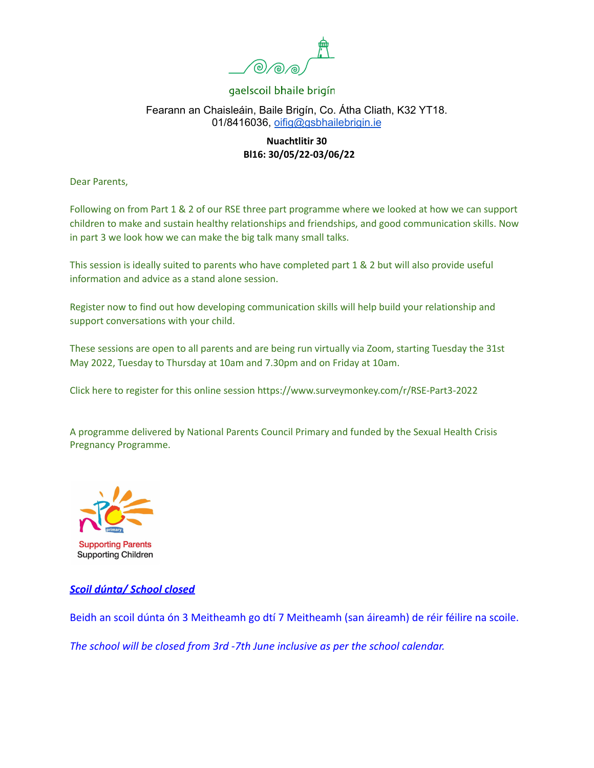gaelscoil bhaile brigín

Fearann an Chaisleáin, Baile Brigín, Co. Átha Cliath, K32 YT18.
01/8416036, oifig@gsbhailebrigin.ie

**Nuachtlitir 30**
**Bl16: 30/05/22-03/06/22**

Dear Parents,

Following on from Part 1 & 2 of our RSE three part programme where we looked at how we can support children to make and sustain healthy relationships and friendships, and good communication skills. Now in part 3 we look how we can make the big talk many small talks.

This session is ideally suited to parents who have completed part 1 & 2 but will also provide useful information and advice as a stand alone session.

Register now to find out how developing communication skills will help build your relationship and support conversations with your child.

These sessions are open to all parents and are being run virtually via Zoom, starting Tuesday the 31st May 2022, Tuesday to Thursday at 10am and 7.30pm and on Friday at 10am.

Click here to register for this online session https://www.surveymonkey.com/r/RSE-Part3-2022

A programme delivered by National Parents Council Primary and funded by the Sexual Health Crisis Pregnancy Programme.

Supporting Parents
Supporting Children

***Scoil dúnta/ School closed***

Beidh an scoil dúnta ón 3 Meitheamh go dtí 7 Meitheamh (san áireamh) de réir féilire na scoile.

*The school will be closed from 3rd -7th June inclusive as per the school calendar.*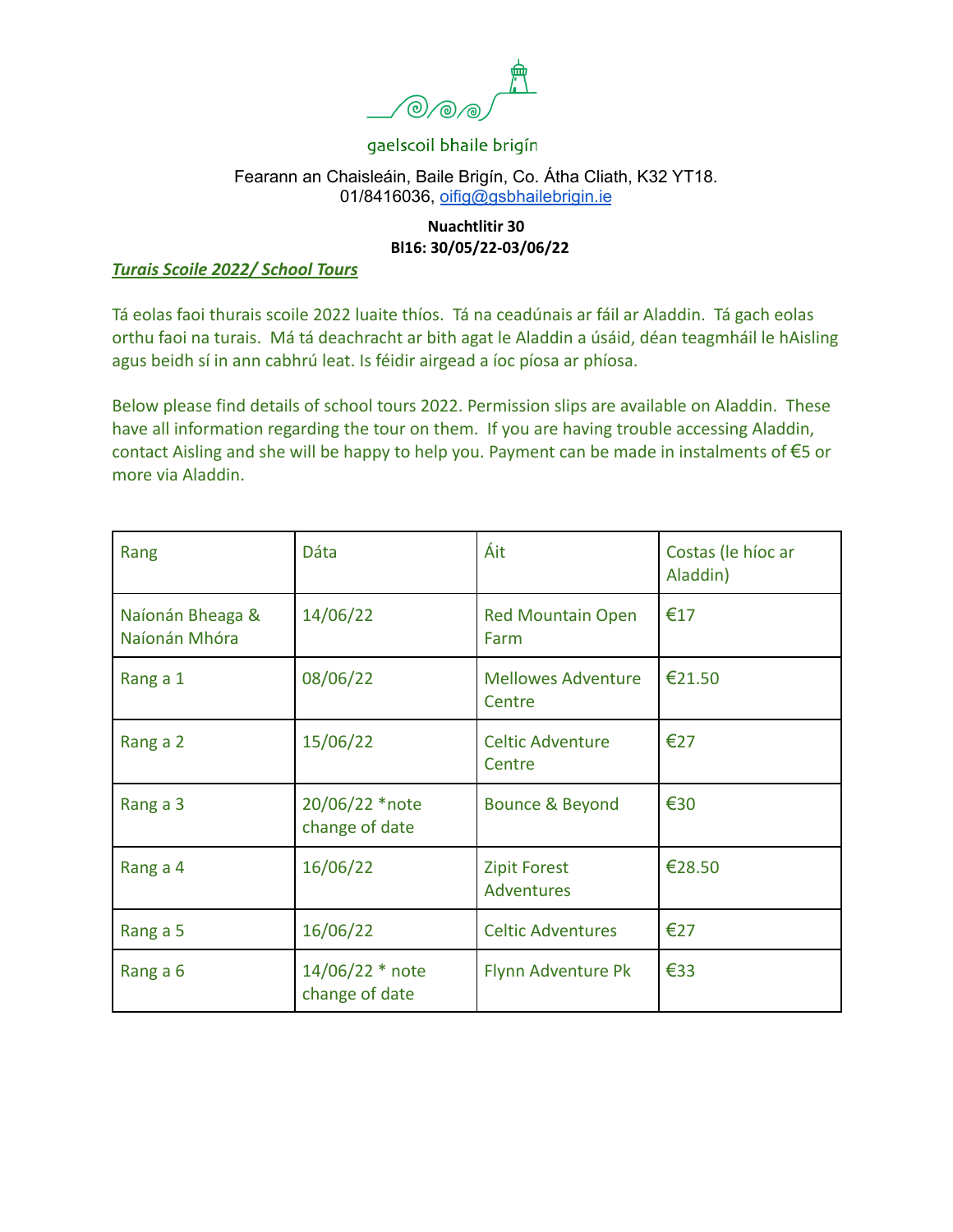gaelscoil bhaile brigín

Fearann an Chaisleáin, Baile Brigín, Co. Átha Cliath, K32 YT18.
01/8416036, oifig@gsbhailebrigin.ie

**Nuachtlitir 30**
**Bl16: 30/05/22-03/06/22**

***Turais Scoile 2022/ School Tours***

Tá eolas faoi thurais scoile 2022 luaite thíos. Tá na ceadúnais ar fáil ar Aladdin. Tá gach eolas orthu faoi na turais. Má tá deachracht ar bith agat le Aladdin a úsáid, déan teagmháil le hAisling agus beidh sí in ann cabhrú leat. Is féidir airgead a íoc píosa ar phíosa.

Below please find details of school tours 2022. Permission slips are available on Aladdin. These have all information regarding the tour on them. If you are having trouble accessing Aladdin, contact Aisling and she will be happy to help you. Payment can be made in instalments of €5 or more via Aladdin.

| Rang | Dáta | Áit | Costas (le híoc ar Aladdin) |
|---|---|---|---|
| Naíonán Bheaga & Naíonán Mhóra | 14/06/22 | Red Mountain Open Farm | €17 |
| Rang a 1 | 08/06/22 | Mellowes Adventure Centre | €21.50 |
| Rang a 2 | 15/06/22 | Celtic Adventure Centre | €27 |
| Rang a 3 | 20/06/22 *note change of date | Bounce & Beyond | €30 |
| Rang a 4 | 16/06/22 | Zipit Forest Adventures | €28.50 |
| Rang a 5 | 16/06/22 | Celtic Adventures | €27 |
| Rang a 6 | 14/06/22 * note change of date | Flynn Adventure Pk | €33 |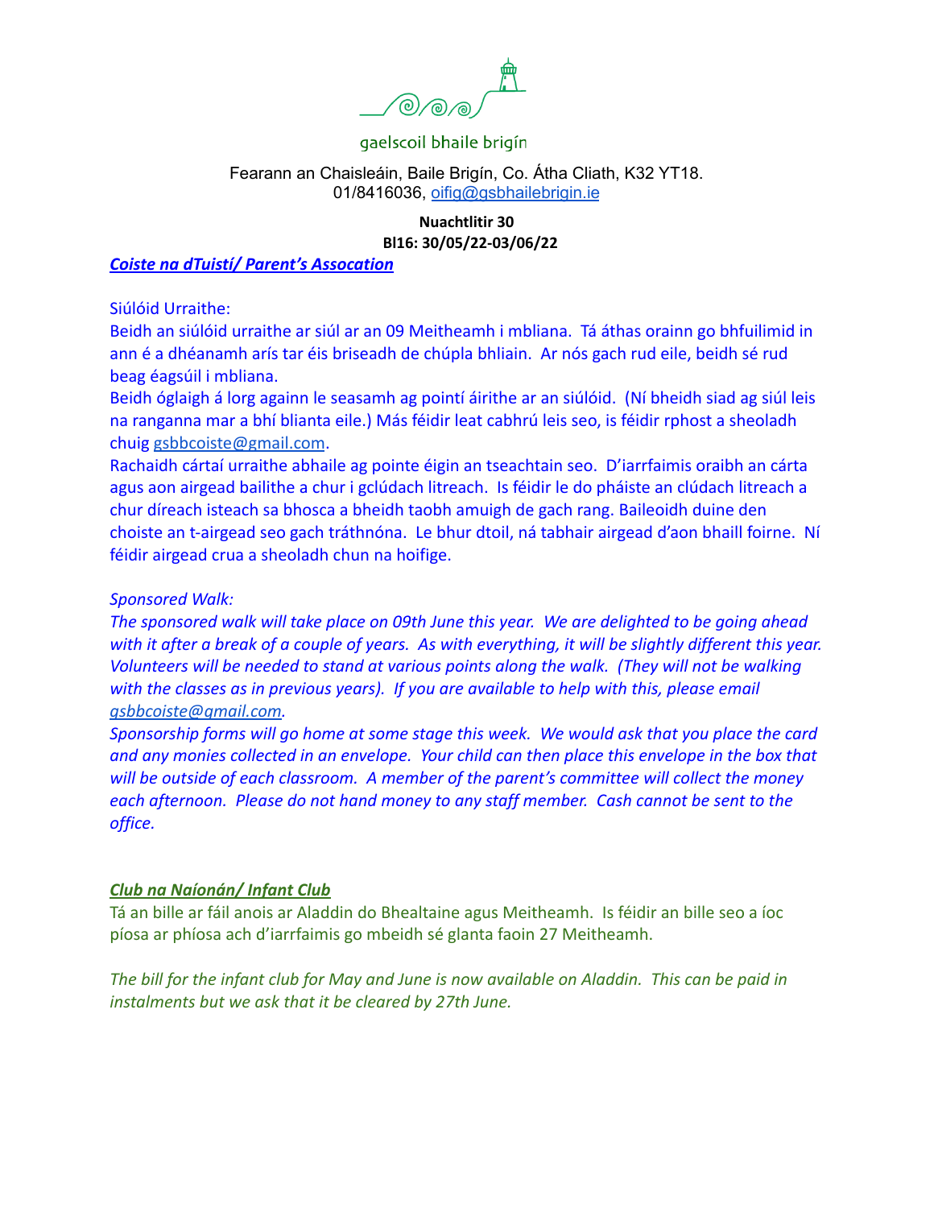gaelscoil bhaile brigín

Fearann an Chaisleáin, Baile Brigín, Co. Átha Cliath, K32 YT18.
01/8416036, oifig@gsbhailebrigin.ie

**Nuachtlitir 30**
**Bl16: 30/05/22-03/06/22**

***Coiste na dTuistí/ Parent's Assocation***

Siúlóid Urraithe:

Beidh an siúlóid urraithe ar siúl ar an 09 Meitheamh i mbliana. Tá áthas orainn go bhfuilimid in ann é a dhéanamh arís tar éis briseadh de chúpla bhliain. Ar nós gach rud eile, beidh sé rud beag éagsúil i mbliana.

Beidh óglaigh á lorg againn le seasamh ag pointí áirithe ar an siúlóid. (Ní bheidh siad ag siúl leis na ranganna mar a bhí blianta eile.) Más féidir leat cabhrú leis seo, is féidir rphost a sheoladh chuig gsbbcoiste@gmail.com.

Rachaidh cártaí urraithe abhaile ag pointe éigin an tseachtain seo. D'iarrfaimis oraibh an cárta agus aon airgead bailithe a chur i gclúdach litreach. Is féidir le do pháiste an clúdach litreach a chur díreach isteach sa bhosca a bheidh taobh amuigh de gach rang. Baileoidh duine den choiste an t-airgead seo gach tráthnóna. Le bhur dtoil, ná tabhair airgead d'aon bhaill foirne. Ní féidir airgead crua a sheoladh chun na hoifige.

*Sponsored Walk:*

*The sponsored walk will take place on 09th June this year. We are delighted to be going ahead with it after a break of a couple of years. As with everything, it will be slightly different this year. Volunteers will be needed to stand at various points along the walk. (They will not be walking with the classes as in previous years). If you are available to help with this, please email gsbbcoiste@gmail.com.*

*Sponsorship forms will go home at some stage this week. We would ask that you place the card and any monies collected in an envelope. Your child can then place this envelope in the box that will be outside of each classroom. A member of the parent's committee will collect the money each afternoon. Please do not hand money to any staff member. Cash cannot be sent to the office.*

***Club na Naíonán/ Infant Club***

Tá an bille ar fáil anois ar Aladdin do Bhealtaine agus Meitheamh. Is féidir an bille seo a íoc píosa ar phíosa ach d'iarrfaimis go mbeidh sé glanta faoin 27 Meitheamh.

*The bill for the infant club for May and June is now available on Aladdin. This can be paid in instalments but we ask that it be cleared by 27th June.*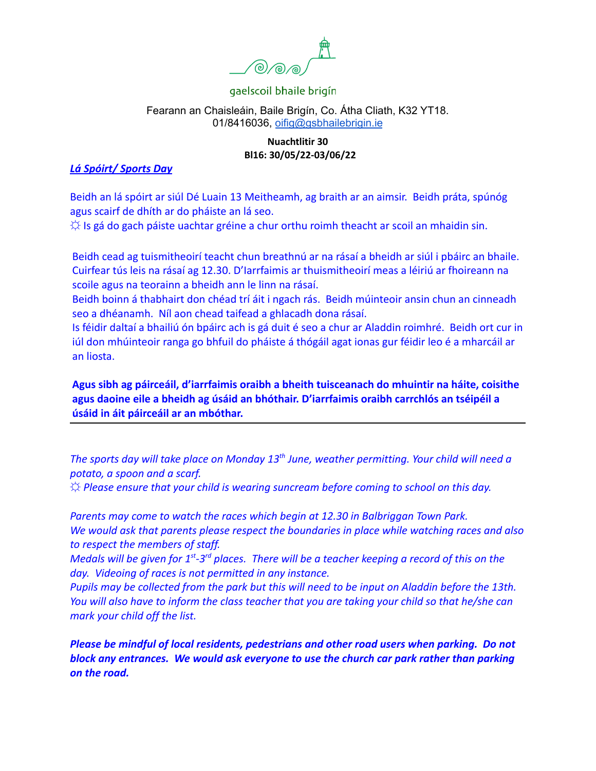gaelscoil bhaile brigín

Fearann an Chaisleáin, Baile Brigín, Co. Átha Cliath, K32 YT18.
01/8416036, oifig@gsbhailebrigin.ie

**Nuachtlitir 30**
**Bl16: 30/05/22-03/06/22**

***Lá Spóirt/ Sports Day***

Beidh an lá spóirt ar siúl Dé Luain 13 Meitheamh, ag braith ar an aimsir. Beidh práta, spúnóg agus scairf de dhíth ar do pháiste an lá seo.
☼ Is gá do gach páiste uachtar gréine a chur orthu roimh theacht ar scoil an mhaidin sin.

Beidh cead ag tuismitheoirí teacht chun breathnú ar na rásaí a bheidh ar siúl i pbáirc an bhaile. Cuirfear tús leis na rásaí ag 12.30. D'Iarrfaimis ar thuismitheoirí meas a léiriú ar fhoireann na scoile agus na teorainn a bheidh ann le linn na rásaí.
Beidh boinn á thabhairt don chéad trí áit i ngach rás. Beidh múinteoir ansin chun an cinneadh seo a dhéanamh. Níl aon chead taifead a ghlacadh dona rásaí.
Is féidir daltaí a bhailiú ón bpáirc ach is gá duit é seo a chur ar Aladdin roimhré. Beidh ort cur in iúl don mhúinteoir ranga go bhfuil do pháiste á thógáil agat ionas gur féidir leo é a mharcáil ar an liosta.

**Agus sibh ag páirceáil, d'iarrfaimis oraibh a bheith tuisceanach do mhuintir na háite, coisithe agus daoine eile a bheidh ag úsáid an bhóthair. D'iarrfaimis oraibh carrchlós an tséipéil a úsáid in áit páirceáil ar an mbóthar.**

---

*The sports day will take place on Monday 13th June, weather permitting. Your child will need a potato, a spoon and a scarf.*
*☼ Please ensure that your child is wearing suncream before coming to school on this day.*

*Parents may come to watch the races which begin at 12.30 in Balbriggan Town Park.*
*We would ask that parents please respect the boundaries in place while watching races and also to respect the members of staff.*
*Medals will be given for 1st-3rd places. There will be a teacher keeping a record of this on the day. Videoing of races is not permitted in any instance.*
*Pupils may be collected from the park but this will need to be input on Aladdin before the 13th. You will also have to inform the class teacher that you are taking your child so that he/she can mark your child off the list.*

***Please be mindful of local residents, pedestrians and other road users when parking. Do not block any entrances. We would ask everyone to use the church car park rather than parking on the road.***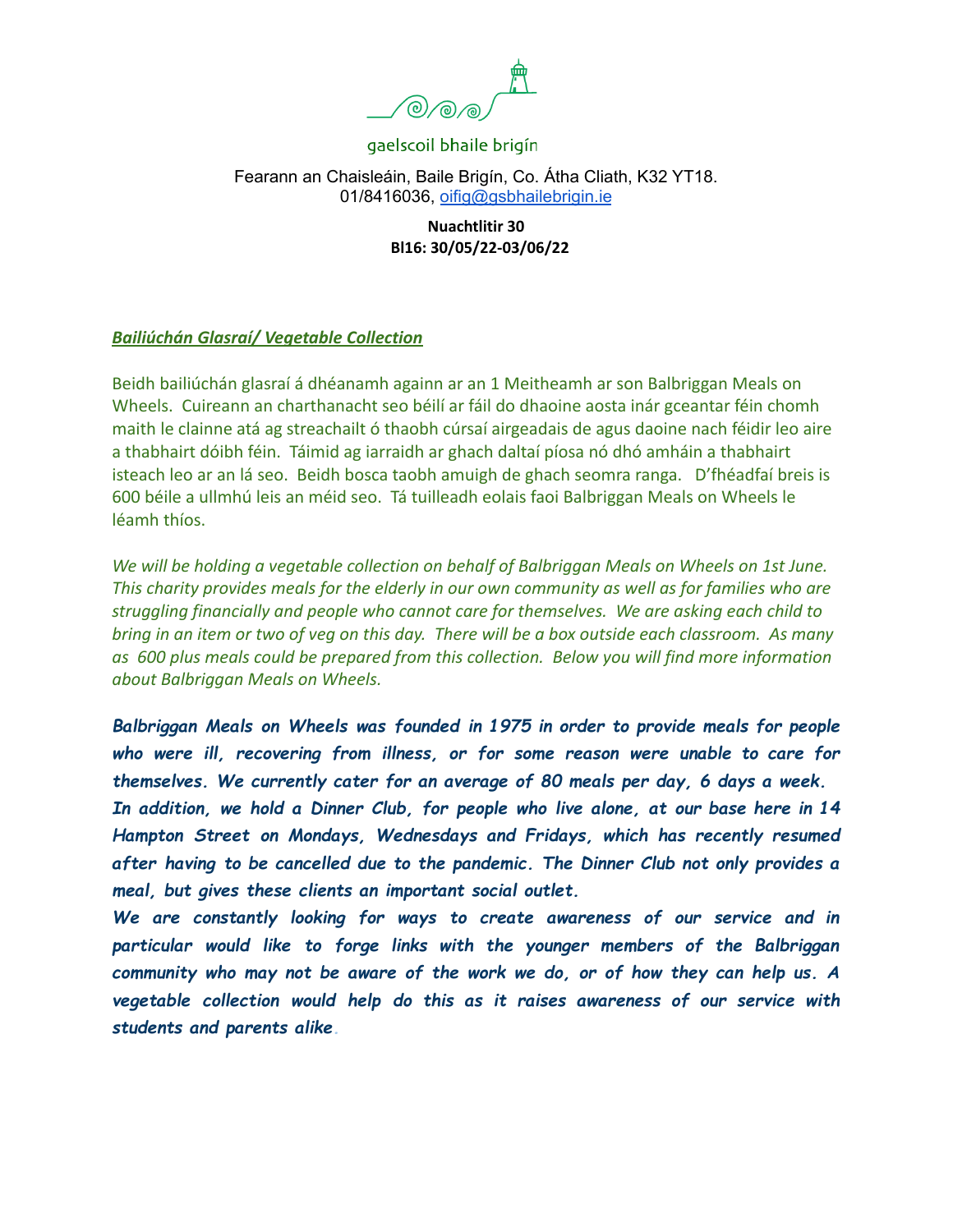gaelscoil bhaile brigín

Fearann an Chaisleáin, Baile Brigín, Co. Átha Cliath, K32 YT18.
01/8416036, oifig@gsbhailebrigin.ie

**Nuachtlitir 30**
**Bl16: 30/05/22-03/06/22**

## ***Bailiúchán Glasraí/ Vegetable Collection***

Beidh bailiúchán glasraí á dhéanamh againn ar an 1 Meitheamh ar son Balbriggan Meals on Wheels. Cuireann an charthanacht seo béilí ar fáil do dhaoine aosta inár gceantar féin chomh maith le clainne atá ag streachailt ó thaobh cúrsaí airgeadais de agus daoine nach féidir leo aire a thabhairt dóibh féin. Táimid ag iarraidh ar ghach daltaí píosa nó dhó amháin a thabhairt isteach leo ar an lá seo. Beidh bosca taobh amuigh de ghach seomra ranga. D'fhéadfaí breis is 600 béile a ullmhú leis an méid seo. Tá tuilleadh eolais faoi Balbriggan Meals on Wheels le léamh thíos.

*We will be holding a vegetable collection on behalf of Balbriggan Meals on Wheels on 1st June. This charity provides meals for the elderly in our own community as well as for families who are struggling financially and people who cannot care for themselves. We are asking each child to bring in an item or two of veg on this day. There will be a box outside each classroom. As many as 600 plus meals could be prepared from this collection. Below you will find more information about Balbriggan Meals on Wheels.*

***Balbriggan Meals on Wheels was founded in 1975 in order to provide meals for people who were ill, recovering from illness, or for some reason were unable to care for themselves. We currently cater for an average of 80 meals per day, 6 days a week.***
***In addition, we hold a Dinner Club, for people who live alone, at our base here in 14 Hampton Street on Mondays, Wednesdays and Fridays, which has recently resumed after having to be cancelled due to the pandemic. The Dinner Club not only provides a meal, but gives these clients an important social outlet.***
***We are constantly looking for ways to create awareness of our service and in particular would like to forge links with the younger members of the Balbriggan community who may not be aware of the work we do, or of how they can help us. A vegetable collection would help do this as it raises awareness of our service with students and parents alike.***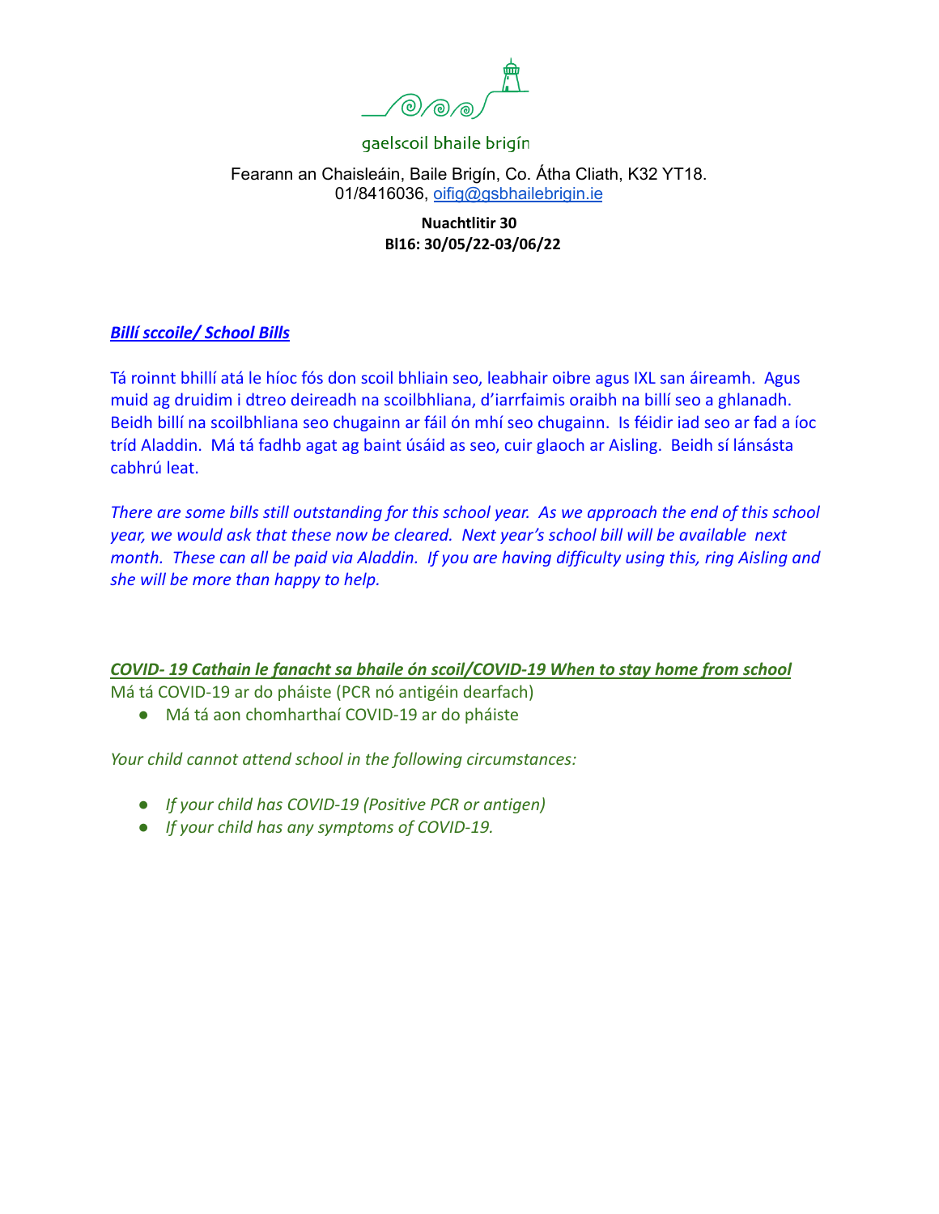gaelscoil bhaile brigín

Fearann an Chaisleáin, Baile Brigín, Co. Átha Cliath, K32 YT18.
01/8416036, oifig@gsbhailebrigin.ie

**Nuachtlitir 30**
**Bl16: 30/05/22-03/06/22**

***Billí sccoile/ School Bills***

Tá roinnt bhillí atá le híoc fós don scoil bhliain seo, leabhair oibre agus IXL san áireamh. Agus muid ag druidim i dtreo deireadh na scoilbhliana, d'iarrfaimis oraibh na billí seo a ghlanadh. Beidh billí na scoilbhliana seo chugainn ar fáil ón mhí seo chugainn. Is féidir iad seo ar fad a íoc tríd Aladdin. Má tá fadhb agat ag baint úsáid as seo, cuir glaoch ar Aisling. Beidh sí lánsásta cabhrú leat.

*There are some bills still outstanding for this school year. As we approach the end of this school year, we would ask that these now be cleared. Next year's school bill will be available next month. These can all be paid via Aladdin. If you are having difficulty using this, ring Aisling and she will be more than happy to help.*

***COVID- 19 Cathain le fanacht sa bhaile ón scoil/COVID-19 When to stay home from school***

Má tá COVID-19 ar do pháiste (PCR nó antigéin dearfach)

- Má tá aon chomharthaí COVID-19 ar do pháiste

*Your child cannot attend school in the following circumstances:*

- *If your child has COVID-19 (Positive PCR or antigen)*
- *If your child has any symptoms of COVID-19.*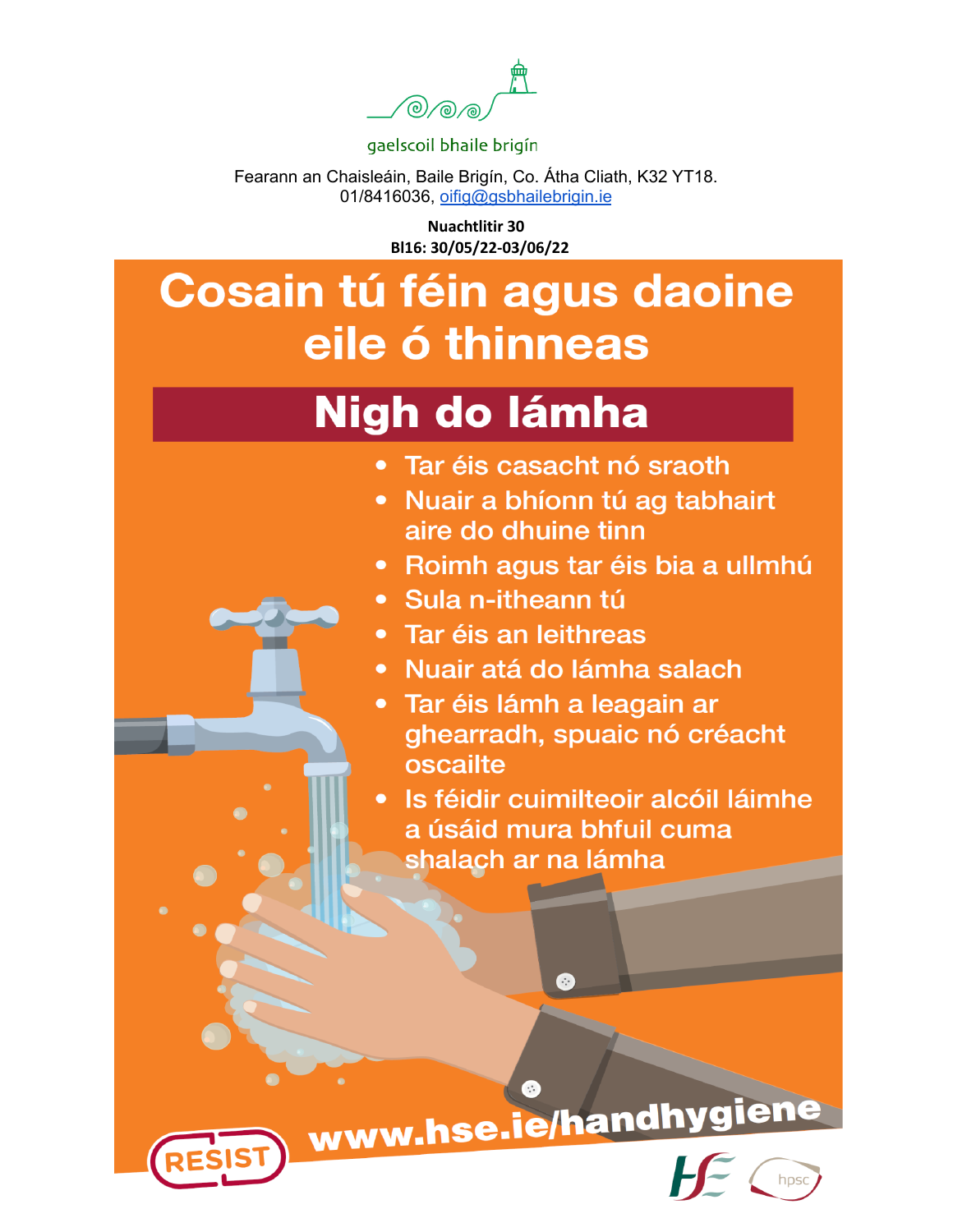gaelscoil bhaile brigín

Fearann an Chaisleáin, Baile Brigín, Co. Átha Cliath, K32 YT18.
01/8416036, oifig@gsbhailebrigin.ie

**Nuachtlitir 30**
**Bl16: 30/05/22-03/06/22**

# Cosain tú féin agus daoine eile ó thinneas

## Nigh do lámha

- Tar éis casacht nó sraoth
- Nuair a bhíonn tú ag tabhairt aire do dhuine tinn
- Roimh agus tar éis bia a ullmhú
- Sula n-itheann tú
- Tar éis an leithreas
- Nuair atá do lámha salach
- Tar éis lámh a leagain ar ghearradh, spuaic nó créacht oscailte
- Is féidir cuimilteoir alcóil láimhe a úsáid mura bhfuil cuma shalach ar na lámha

RESIST

www.hse.ie/handhygiene

hpsc